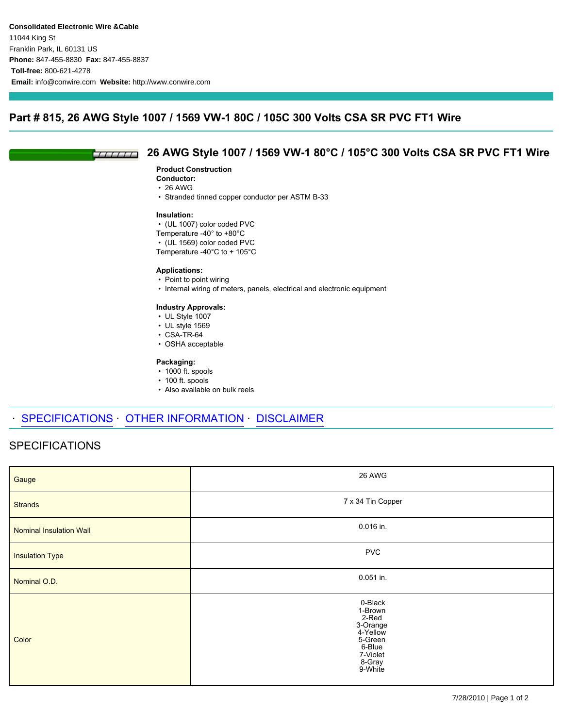**Consolidated Electronic Wire &Cable**
11044 King St
Franklin Park, IL 60131 US
**Phone:** 847-455-8830 **Fax:** 847-455-8837
**Toll-free:** 800-621-4278
**Email:** info@conwire.com **Website:** http://www.conwire.com

# Part # 815, 26 AWG Style 1007 / 1569 VW-1 80C / 105C 300 Volts CSA SR PVC FT1 Wire

## 26 AWG Style 1007 / 1569 VW-1 80°C / 105°C 300 Volts CSA SR PVC FT1 Wire

**Product Construction**
**Conductor:**
- 26 AWG
- Stranded tinned copper conductor per ASTM B-33

**Insulation:**
- (UL 1007) color coded PVC

Temperature -40° to +80°C
- (UL 1569) color coded PVC

Temperature -40°C to + 105°C

**Applications:**
- Point to point wiring
- Internal wiring of meters, panels, electrical and electronic equipment

**Industry Approvals:**
- UL Style 1007
- UL style 1569
- CSA-TR-64
- OSHA acceptable

**Packaging:**
- 1000 ft. spools
- 100 ft. spools
- Also available on bulk reels

· SPECIFICATIONS · OTHER INFORMATION · DISCLAIMER

## SPECIFICATIONS

| | |
|---|---|
| Gauge | 26 AWG |
| Strands | 7 x 34 Tin Copper |
| Nominal Insulation Wall | 0.016 in. |
| Insulation Type | PVC |
| Nominal O.D. | 0.051 in. |
| Color | 0-Black<br>1-Brown<br>2-Red<br>3-Orange<br>4-Yellow<br>5-Green<br>6-Blue<br>7-Violet<br>8-Gray<br>9-White |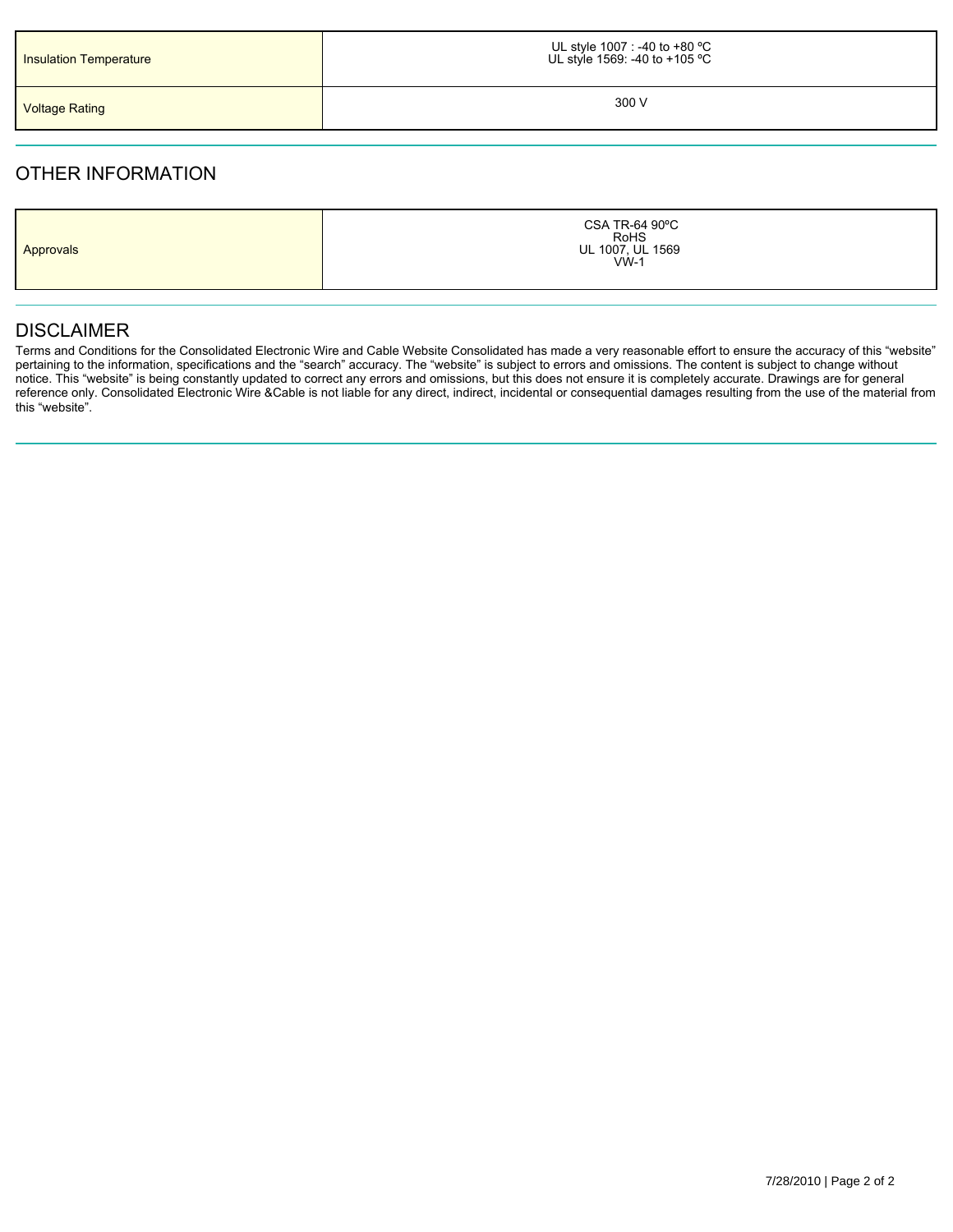| | |
|---|---|
| Insulation Temperature | UL style 1007 : -40 to +80 ºC<br>UL style 1569: -40 to +105 ºC |
| Voltage Rating | 300 V |

## OTHER INFORMATION

| | |
|---|---|
| Approvals | CSA TR-64 90ºC<br>RoHS<br>UL 1007, UL 1569<br>VW-1 |

## DISCLAIMER

Terms and Conditions for the Consolidated Electronic Wire and Cable Website Consolidated has made a very reasonable effort to ensure the accuracy of this “website” pertaining to the information, specifications and the “search” accuracy. The “website” is subject to errors and omissions. The content is subject to change without notice. This “website” is being constantly updated to correct any errors and omissions, but this does not ensure it is completely accurate. Drawings are for general reference only. Consolidated Electronic Wire &Cable is not liable for any direct, indirect, incidental or consequential damages resulting from the use of the material from this “website”.